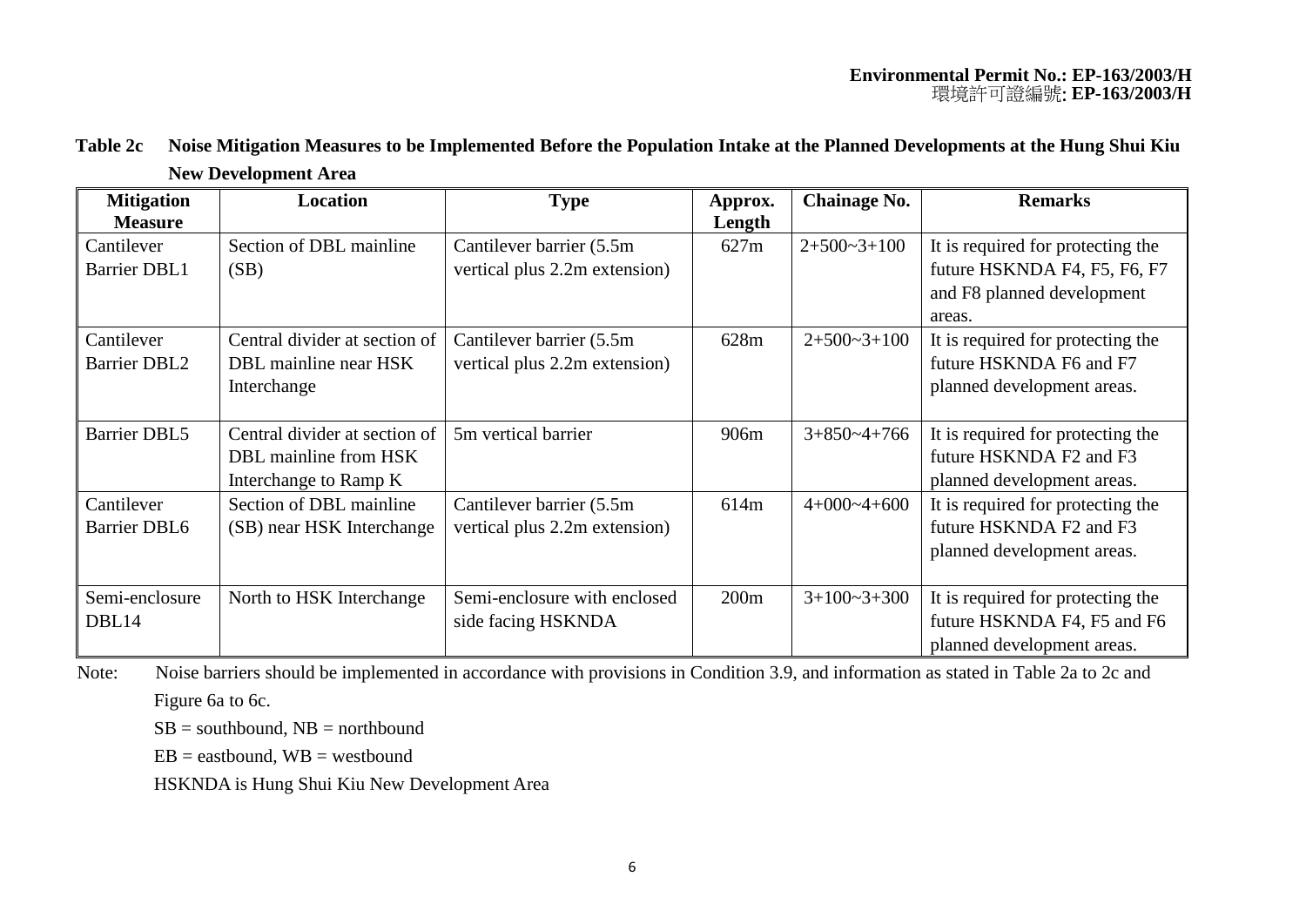**Table 2c Noise Mitigation Measures to be Implemented Before the Population Intake at the Planned Developments at the Hung Shui Kiu New Development Area**

| Mitigation Measure | Location | Type | Approx. Length | Chainage No. | Remarks |
|---|---|---|---|---|---|
| Cantilever Barrier DBL1 | Section of DBL mainline (SB) | Cantilever barrier (5.5m vertical plus 2.2m extension) | 627m | 2+500~3+100 | It is required for protecting the future HSKNDA F4, F5, F6, F7 and F8 planned development areas. |
| Cantilever Barrier DBL2 | Central divider at section of DBL mainline near HSK Interchange | Cantilever barrier (5.5m vertical plus 2.2m extension) | 628m | 2+500~3+100 | It is required for protecting the future HSKNDA F6 and F7 planned development areas. |
| Barrier DBL5 | Central divider at section of DBL mainline from HSK Interchange to Ramp K | 5m vertical barrier | 906m | 3+850~4+766 | It is required for protecting the future HSKNDA F2 and F3 planned development areas. |
| Cantilever Barrier DBL6 | Section of DBL mainline (SB) near HSK Interchange | Cantilever barrier (5.5m vertical plus 2.2m extension) | 614m | 4+000~4+600 | It is required for protecting the future HSKNDA F2 and F3 planned development areas. |
| Semi-enclosure DBL14 | North to HSK Interchange | Semi-enclosure with enclosed side facing HSKNDA | 200m | 3+100~3+300 | It is required for protecting the future HSKNDA F4, F5 and F6 planned development areas. |

Note: Noise barriers should be implemented in accordance with provisions in Condition 3.9, and information as stated in Table 2a to 2c and Figure 6a to 6c.

SB = southbound, NB = northbound

EB = eastbound, WB = westbound

HSKNDA is Hung Shui Kiu New Development Area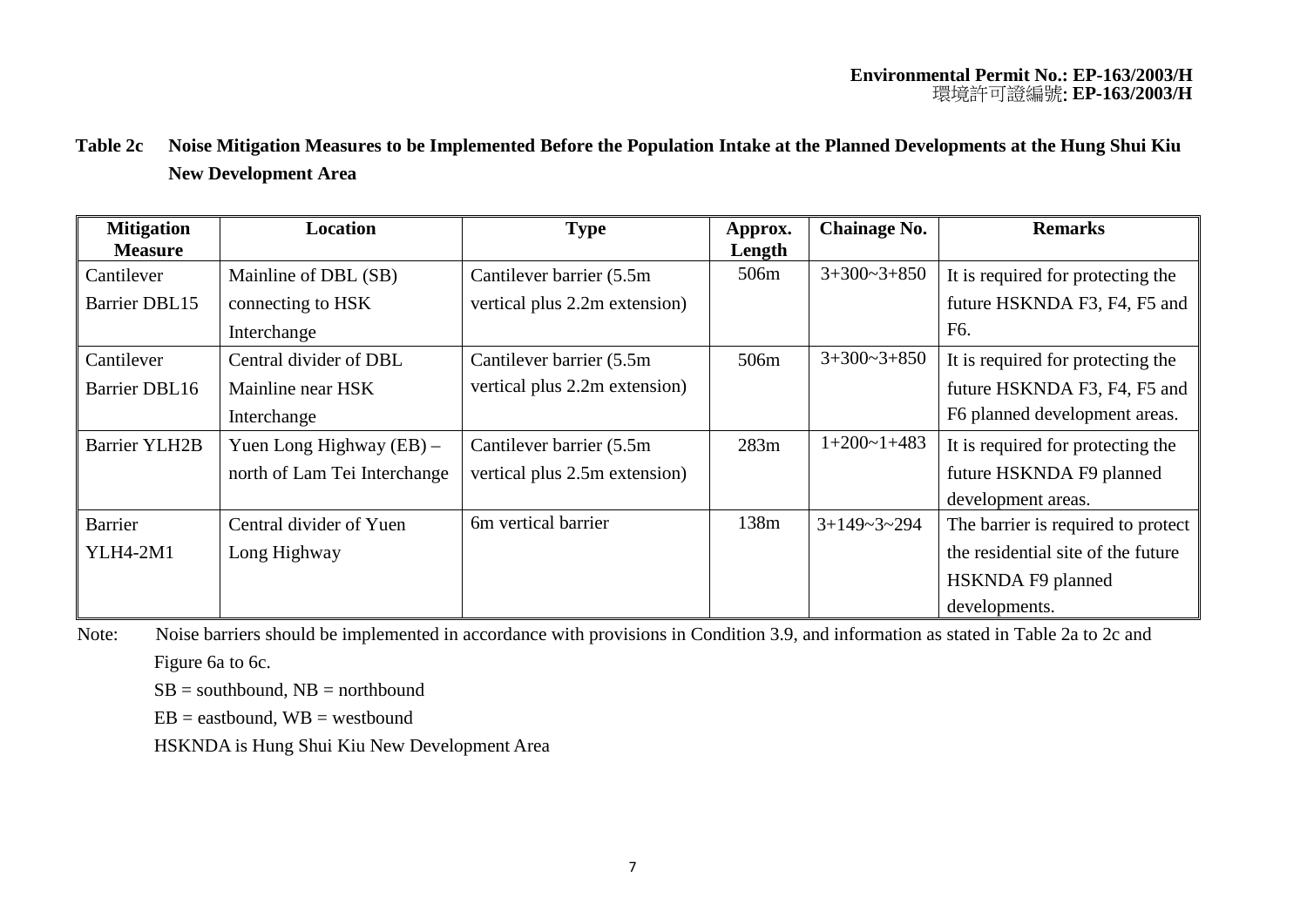**Table 2c Noise Mitigation Measures to be Implemented Before the Population Intake at the Planned Developments at the Hung Shui Kiu New Development Area**

| Mitigation Measure | Location | Type | Approx. Length | Chainage No. | Remarks |
|---|---|---|---|---|---|
| Cantilever Barrier DBL15 | Mainline of DBL (SB) connecting to HSK Interchange | Cantilever barrier (5.5m vertical plus 2.2m extension) | 506m | 3+300~3+850 | It is required for protecting the future HSKNDA F3, F4, F5 and F6. |
| Cantilever Barrier DBL16 | Central divider of DBL Mainline near HSK Interchange | Cantilever barrier (5.5m vertical plus 2.2m extension) | 506m | 3+300~3+850 | It is required for protecting the future HSKNDA F3, F4, F5 and F6 planned development areas. |
| Barrier YLH2B | Yuen Long Highway (EB) – north of Lam Tei Interchange | Cantilever barrier (5.5m vertical plus 2.5m extension) | 283m | 1+200~1+483 | It is required for protecting the future HSKNDA F9 planned development areas. |
| Barrier YLH4-2M1 | Central divider of Yuen Long Highway | 6m vertical barrier | 138m | 3+149~3~294 | The barrier is required to protect the residential site of the future HSKNDA F9 planned developments. |

Note: Noise barriers should be implemented in accordance with provisions in Condition 3.9, and information as stated in Table 2a to 2c and Figure 6a to 6c.

SB = southbound, NB = northbound

EB = eastbound, WB = westbound

HSKNDA is Hung Shui Kiu New Development Area